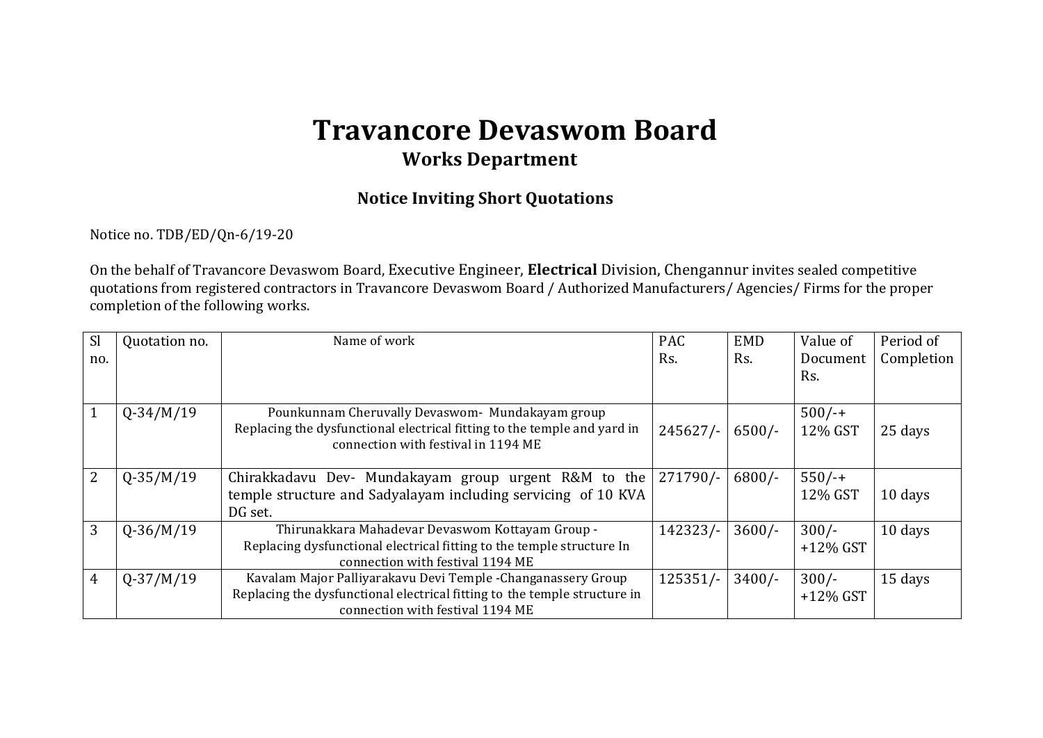# Travancore Devaswom Board

## Works Department

### Notice Inviting Short Quotations

Notice no. TDB/ED/Qn-6/19-20

On the behalf of Travancore Devaswom Board, Executive Engineer, **Electrical** Division, Chengannur invites sealed competitive quotations from registered contractors in Travancore Devaswom Board / Authorized Manufacturers/ Agencies/ Firms for the proper completion of the following works.

| Sl no. | Quotation no. | Name of work | PAC Rs. | EMD Rs. | Value of Document Rs. | Period of Completion |
|---|---|---|---|---|---|---|
| 1 | Q-34/M/19 | Pounkunnam Cheruvally Devaswom- Mundakayam group Replacing the dysfunctional electrical fitting to the temple and yard in connection with festival in 1194 ME | 245627/- | 6500/- | 500/-+ 12% GST | 25 days |
| 2 | Q-35/M/19 | Chirakkadavu Dev- Mundakayam group urgent R&M to the temple structure and Sadyalayam including servicing of 10 KVA DG set. | 271790/- | 6800/- | 550/-+ 12% GST | 10 days |
| 3 | Q-36/M/19 | Thirunakkara Mahadevar Devaswom Kottayam Group - Replacing dysfunctional electrical fitting to the temple structure In connection with festival 1194 ME | 142323/- | 3600/- | 300/- +12% GST | 10 days |
| 4 | Q-37/M/19 | Kavalam Major Palliyarakavu Devi Temple -Changanassery Group Replacing the dysfunctional electrical fitting to the temple structure in connection with festival 1194 ME | 125351/- | 3400/- | 300/- +12% GST | 15 days |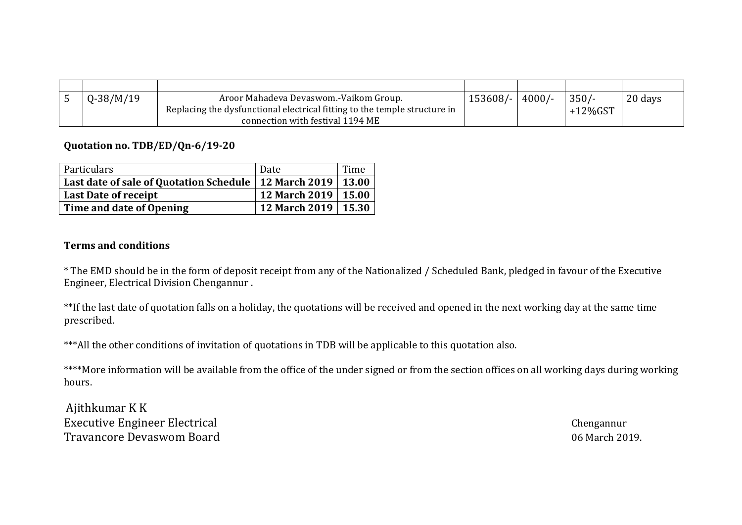| | | | | | | |
|---|---|---|---|---|---|---|
| 5 | Q-38/M/19 | Aroor Mahadeva Devaswom.-Vaikom Group.<br>Replacing the dysfunctional electrical fitting to the temple structure in connection with festival 1194 ME | 153608/- | 4000/- | 350/-<br>+12%GST | 20 days |

**Quotation no. TDB/ED/Qn-6/19-20**

| Particulars | Date | Time |
|---|---|---|
| **Last date of sale of Quotation Schedule** | **12 March 2019** | **13.00** |
| **Last Date of receipt** | **12 March 2019** | **15.00** |
| **Time and date of Opening** | **12 March 2019** | **15.30** |

**Terms and conditions**

* The EMD should be in the form of deposit receipt from any of the Nationalized / Scheduled Bank, pledged in favour of the Executive Engineer, Electrical Division Chengannur .

**If the last date of quotation falls on a holiday, the quotations will be received and opened in the next working day at the same time prescribed.

***All the other conditions of invitation of quotations in TDB will be applicable to this quotation also.

****More information will be available from the office of the under signed or from the section offices on all working days during working hours.

Ajithkumar K K
Executive Engineer Electrical
Travancore Devaswom Board

Chengannur
06 March 2019.